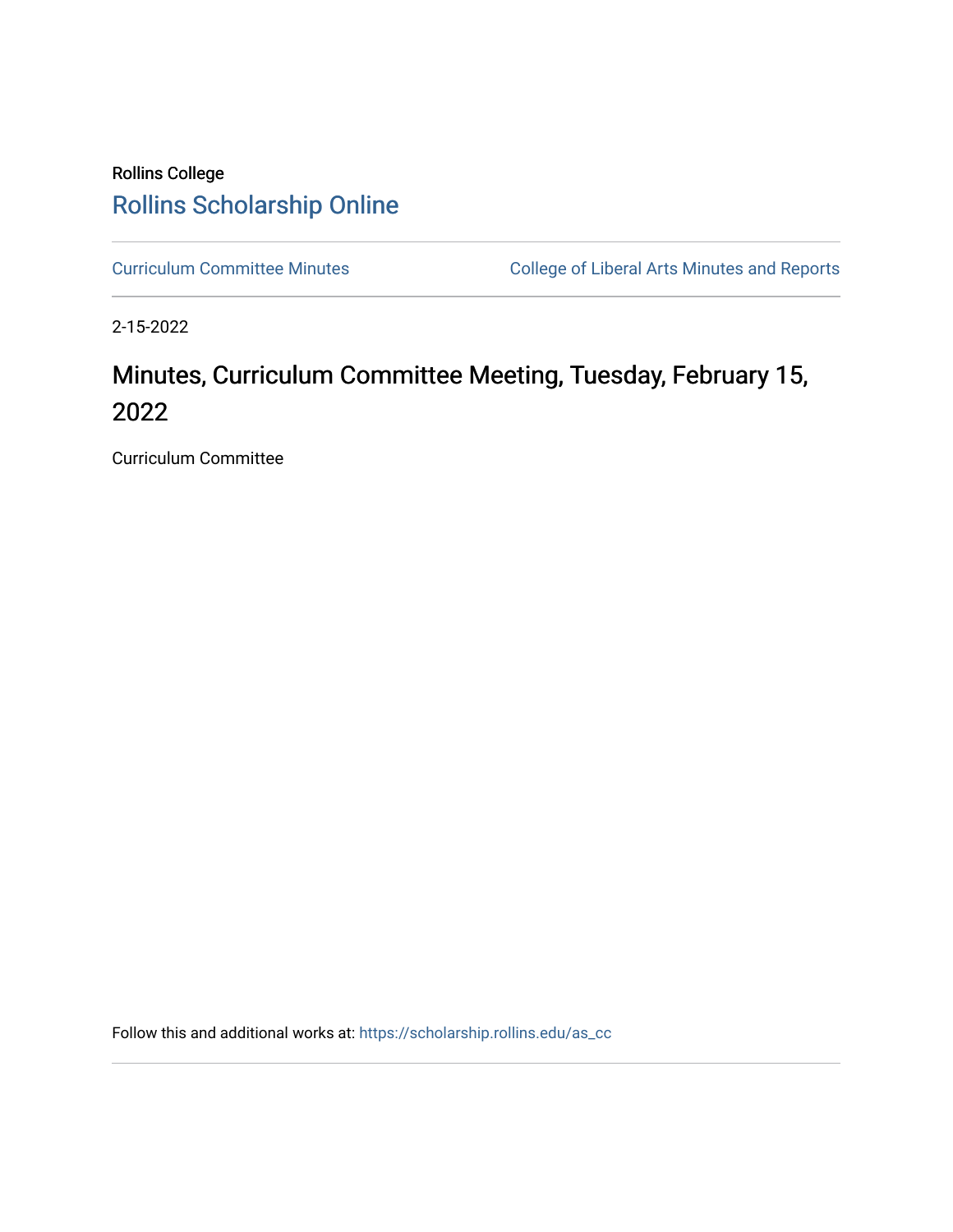Rollins College

Rollins Scholarship Online

Curriculum Committee Minutes

College of Liberal Arts Minutes and Reports

2-15-2022

# Minutes, Curriculum Committee Meeting, Tuesday, February 15, 2022

Curriculum Committee

Follow this and additional works at: https://scholarship.rollins.edu/as_cc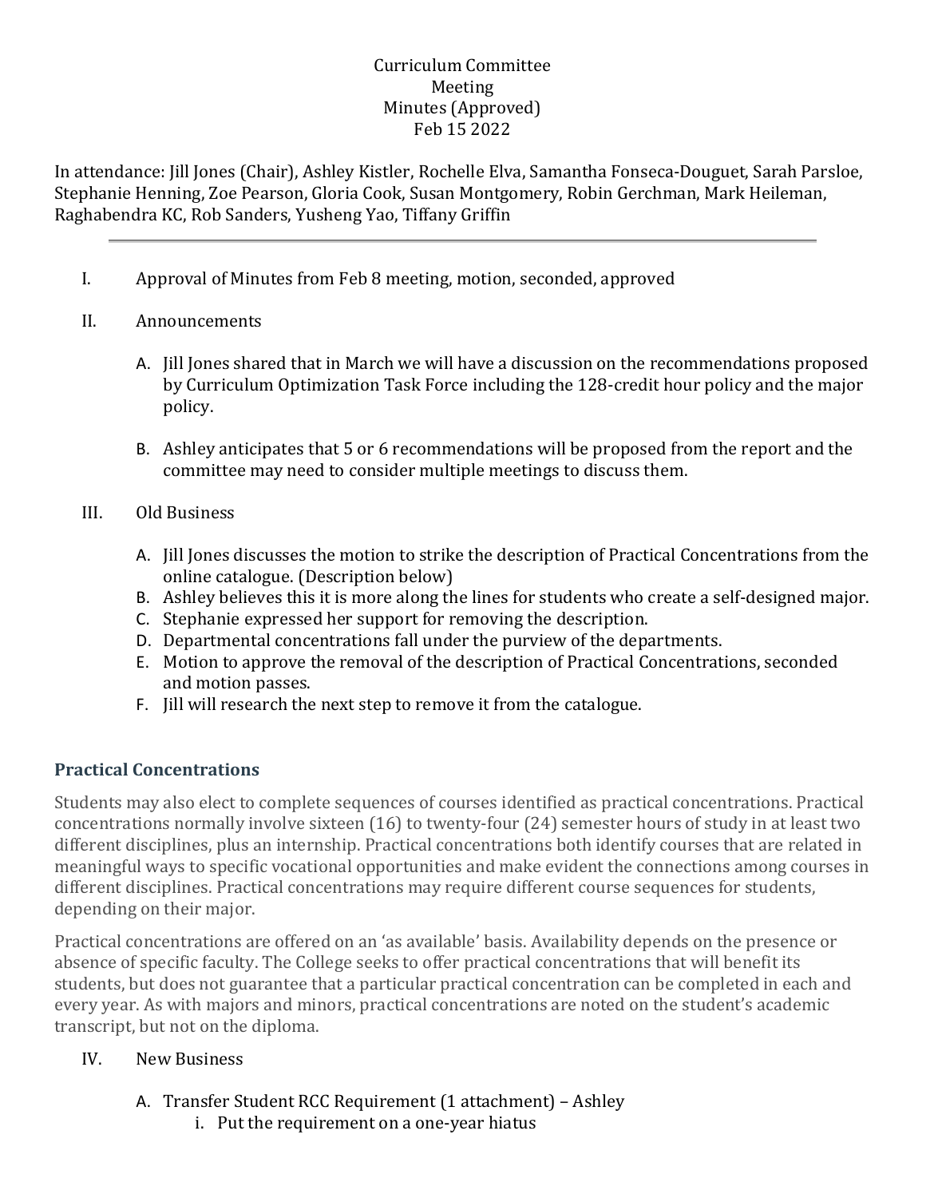Curriculum Committee
Meeting
Minutes (Approved)
Feb 15 2022

In attendance: Jill Jones (Chair), Ashley Kistler, Rochelle Elva, Samantha Fonseca-Douguet, Sarah Parsloe, Stephanie Henning, Zoe Pearson, Gloria Cook, Susan Montgomery, Robin Gerchman, Mark Heileman, Raghabendra KC, Rob Sanders, Yusheng Yao, Tiffany Griffin

---

I. Approval of Minutes from Feb 8 meeting, motion, seconded, approved

II. Announcements

   A. Jill Jones shared that in March we will have a discussion on the recommendations proposed by Curriculum Optimization Task Force including the 128-credit hour policy and the major policy.

   B. Ashley anticipates that 5 or 6 recommendations will be proposed from the report and the committee may need to consider multiple meetings to discuss them.

III. Old Business

   A. Jill Jones discusses the motion to strike the description of Practical Concentrations from the online catalogue. (Description below)
   B. Ashley believes this it is more along the lines for students who create a self-designed major.
   C. Stephanie expressed her support for removing the description.
   D. Departmental concentrations fall under the purview of the departments.
   E. Motion to approve the removal of the description of Practical Concentrations, seconded and motion passes.
   F. Jill will research the next step to remove it from the catalogue.

### Practical Concentrations

Students may also elect to complete sequences of courses identified as practical concentrations. Practical concentrations normally involve sixteen (16) to twenty-four (24) semester hours of study in at least two different disciplines, plus an internship. Practical concentrations both identify courses that are related in meaningful ways to specific vocational opportunities and make evident the connections among courses in different disciplines. Practical concentrations may require different course sequences for students, depending on their major.

Practical concentrations are offered on an 'as available' basis. Availability depends on the presence or absence of specific faculty. The College seeks to offer practical concentrations that will benefit its students, but does not guarantee that a particular practical concentration can be completed in each and every year. As with majors and minors, practical concentrations are noted on the student's academic transcript, but not on the diploma.

IV. New Business

   A. Transfer Student RCC Requirement (1 attachment) – Ashley
      i. Put the requirement on a one-year hiatus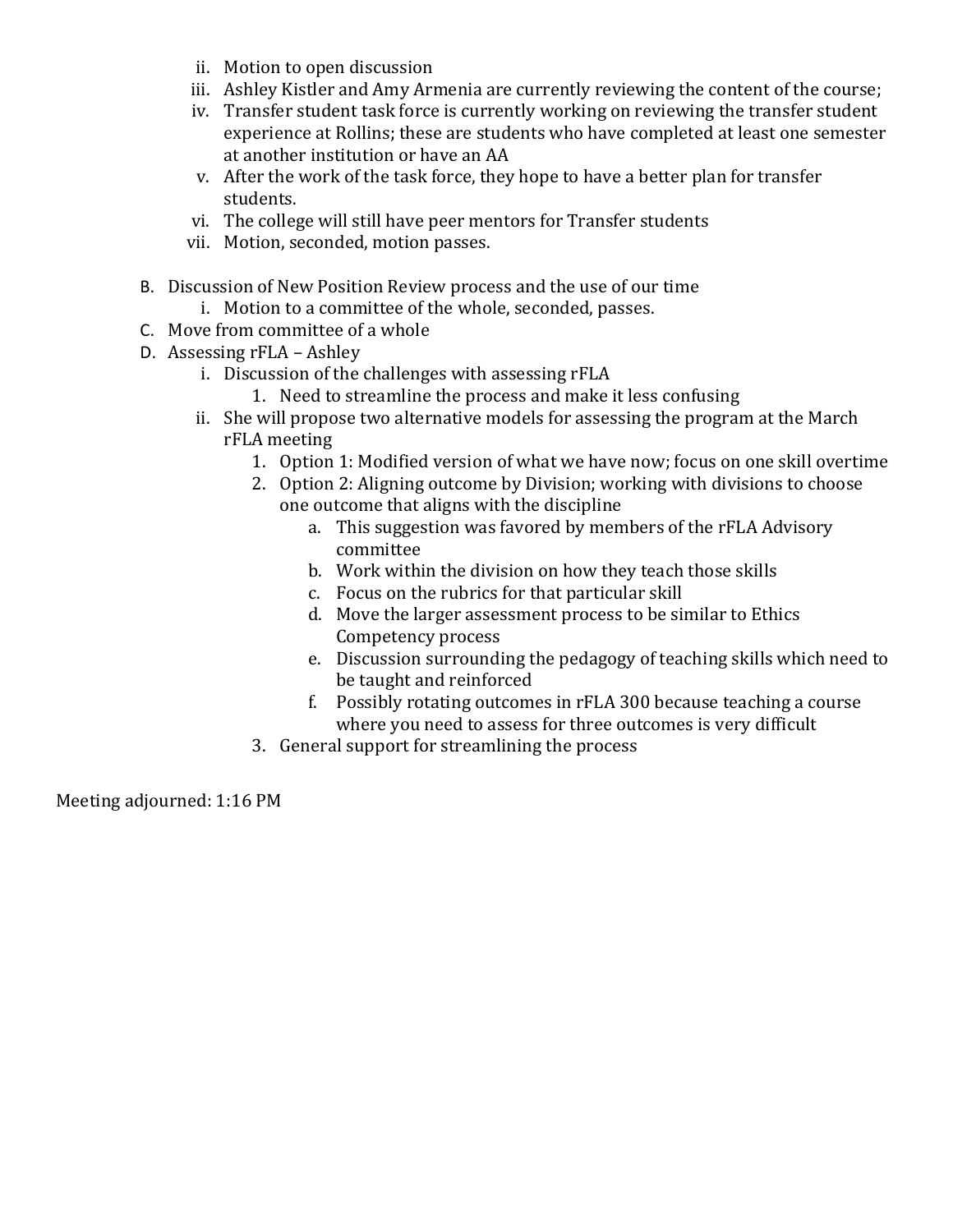ii. Motion to open discussion
   iii. Ashley Kistler and Amy Armenia are currently reviewing the content of the course;
   iv. Transfer student task force is currently working on reviewing the transfer student experience at Rollins; these are students who have completed at least one semester at another institution or have an AA
   v. After the work of the task force, they hope to have a better plan for transfer students.
   vi. The college will still have peer mentors for Transfer students
   vii. Motion, seconded, motion passes.

B. Discussion of New Position Review process and the use of our time
   i. Motion to a committee of the whole, seconded, passes.
C. Move from committee of a whole
D. Assessing rFLA – Ashley
   i. Discussion of the challenges with assessing rFLA
      1. Need to streamline the process and make it less confusing
   ii. She will propose two alternative models for assessing the program at the March rFLA meeting
      1. Option 1: Modified version of what we have now; focus on one skill overtime
      2. Option 2: Aligning outcome by Division; working with divisions to choose one outcome that aligns with the discipline
         a. This suggestion was favored by members of the rFLA Advisory committee
         b. Work within the division on how they teach those skills
         c. Focus on the rubrics for that particular skill
         d. Move the larger assessment process to be similar to Ethics Competency process
         e. Discussion surrounding the pedagogy of teaching skills which need to be taught and reinforced
         f. Possibly rotating outcomes in rFLA 300 because teaching a course where you need to assess for three outcomes is very difficult
      3. General support for streamlining the process

Meeting adjourned: 1:16 PM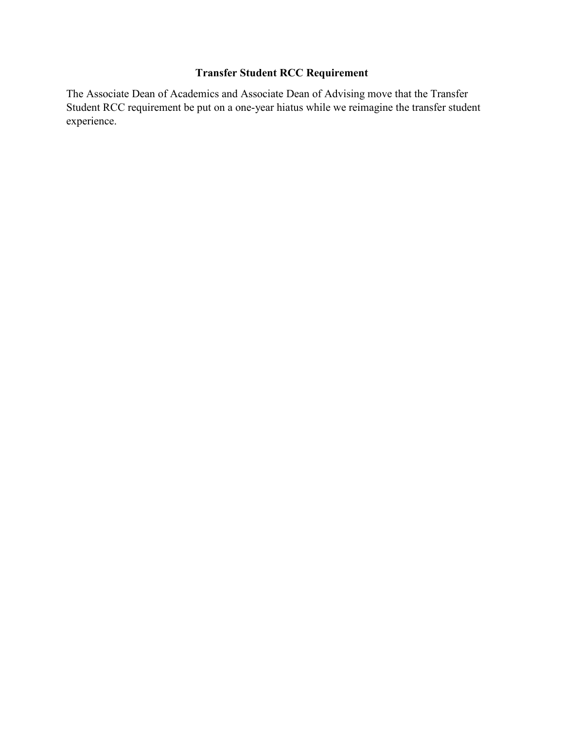## Transfer Student RCC Requirement

The Associate Dean of Academics and Associate Dean of Advising move that the Transfer Student RCC requirement be put on a one-year hiatus while we reimagine the transfer student experience.